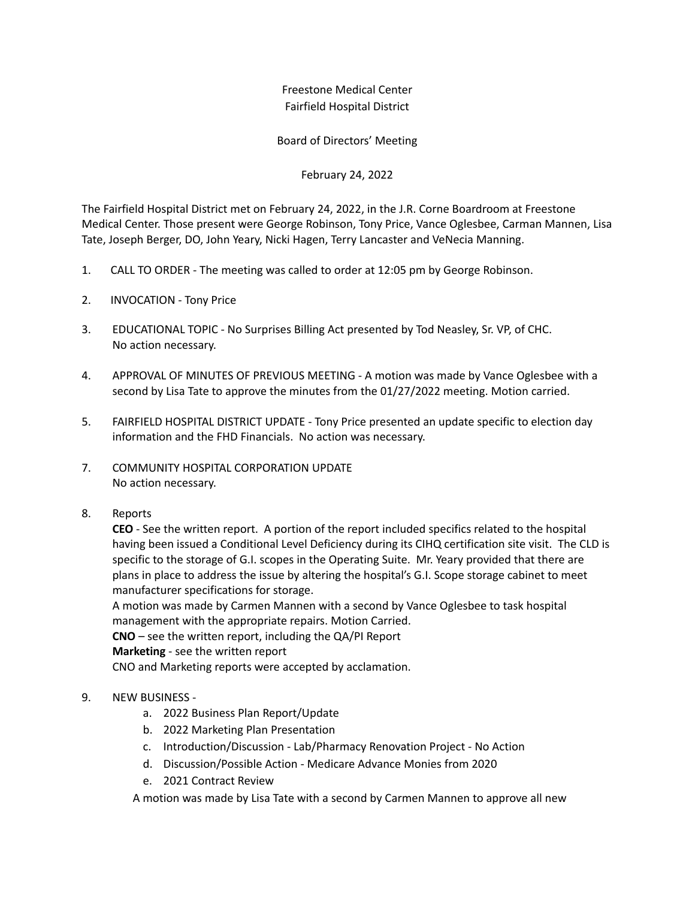Freestone Medical Center
Fairfield Hospital District

Board of Directors' Meeting

February 24, 2022

The Fairfield Hospital District met on February 24, 2022, in the J.R. Corne Boardroom at Freestone Medical Center. Those present were George Robinson, Tony Price, Vance Oglesbee, Carman Mannen, Lisa Tate, Joseph Berger, DO, John Yeary, Nicki Hagen, Terry Lancaster and VeNecia Manning.

1. CALL TO ORDER - The meeting was called to order at 12:05 pm by George Robinson.

2. INVOCATION - Tony Price

3. EDUCATIONAL TOPIC - No Surprises Billing Act presented by Tod Neasley, Sr. VP, of CHC. No action necessary.

4. APPROVAL OF MINUTES OF PREVIOUS MEETING - A motion was made by Vance Oglesbee with a second by Lisa Tate to approve the minutes from the 01/27/2022 meeting. Motion carried.

5. FAIRFIELD HOSPITAL DISTRICT UPDATE - Tony Price presented an update specific to election day information and the FHD Financials. No action was necessary.

7. COMMUNITY HOSPITAL CORPORATION UPDATE
   No action necessary.

8. Reports
   **CEO** - See the written report. A portion of the report included specifics related to the hospital having been issued a Conditional Level Deficiency during its CIHQ certification site visit. The CLD is specific to the storage of G.I. scopes in the Operating Suite. Mr. Yeary provided that there are plans in place to address the issue by altering the hospital's G.I. Scope storage cabinet to meet manufacturer specifications for storage.
   A motion was made by Carmen Mannen with a second by Vance Oglesbee to task hospital management with the appropriate repairs. Motion Carried.
   **CNO** – see the written report, including the QA/PI Report
   **Marketing** - see the written report
   CNO and Marketing reports were accepted by acclamation.

9. NEW BUSINESS -
   a. 2022 Business Plan Report/Update
   b. 2022 Marketing Plan Presentation
   c. Introduction/Discussion - Lab/Pharmacy Renovation Project - No Action
   d. Discussion/Possible Action - Medicare Advance Monies from 2020
   e. 2021 Contract Review

   A motion was made by Lisa Tate with a second by Carmen Mannen to approve all new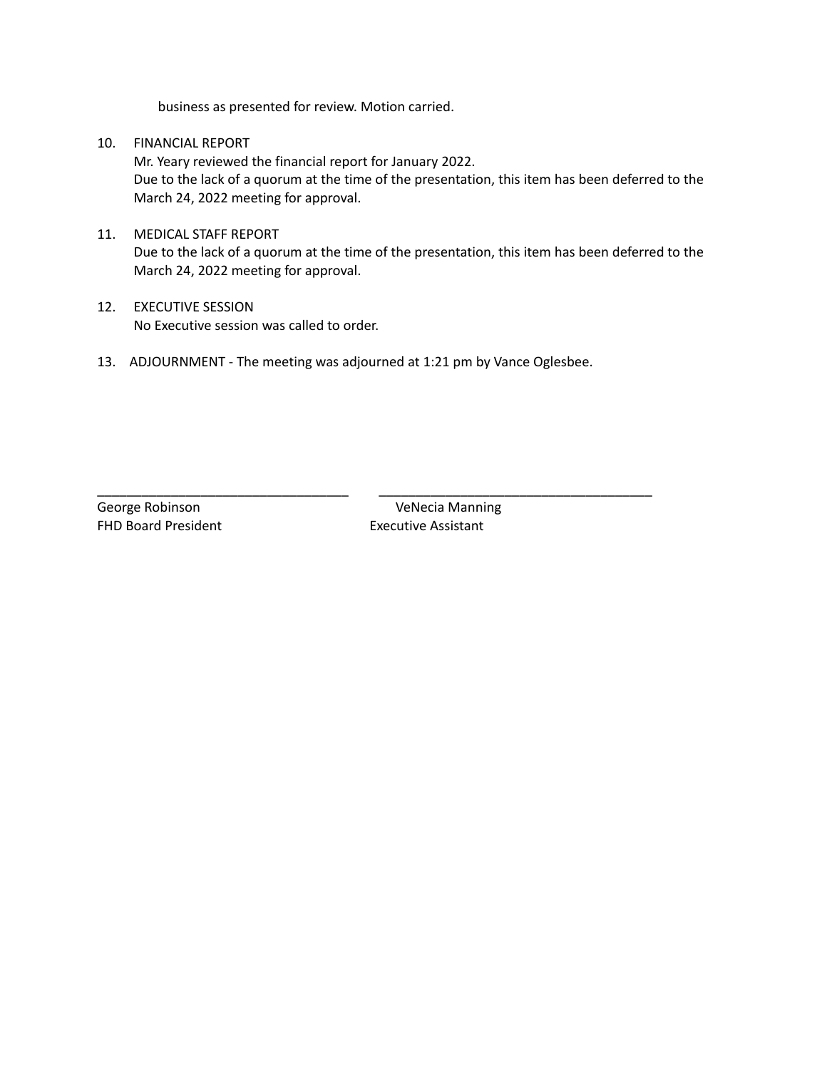business as presented for review. Motion carried.

10. FINANCIAL REPORT
    Mr. Yeary reviewed the financial report for January 2022.
    Due to the lack of a quorum at the time of the presentation, this item has been deferred to the March 24, 2022 meeting for approval.

11. MEDICAL STAFF REPORT
    Due to the lack of a quorum at the time of the presentation, this item has been deferred to the March 24, 2022 meeting for approval.

12. EXECUTIVE SESSION
    No Executive session was called to order.

13. ADJOURNMENT - The meeting was adjourned at 1:21 pm by Vance Oglesbee.

| | |
|---|---|
| ___________________________________ | _____________________________________ |
| George Robinson | VeNecia Manning |
| FHD Board President | Executive Assistant |